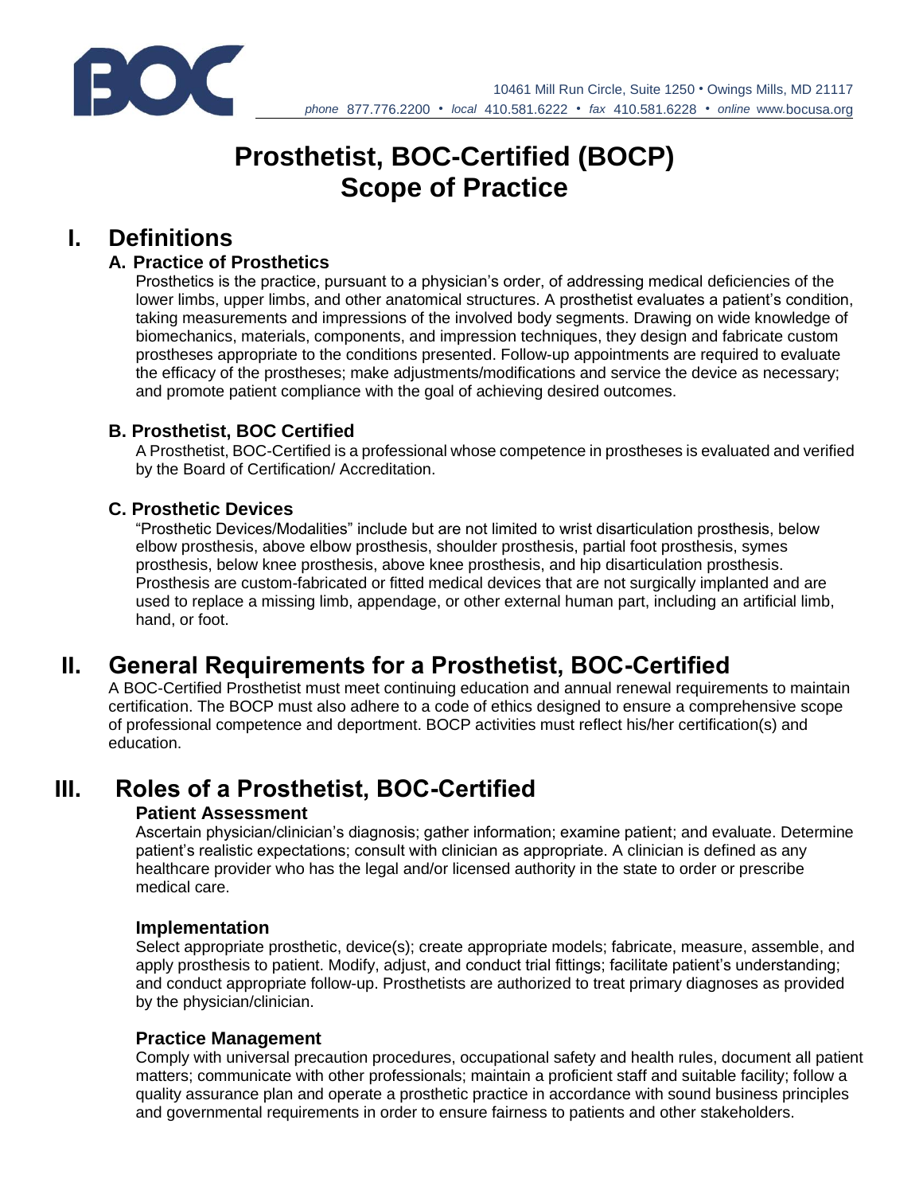10461 Mill Run Circle, Suite 1250 • Owings Mills, MD 21117
*phone* 877.776.2200 • *local* 410.581.6222 • *fax* 410.581.6228 • *online* www.bocusa.org

# Prosthetist, BOC-Certified (BOCP) Scope of Practice

## I. Definitions

### A. Practice of Prosthetics

Prosthetics is the practice, pursuant to a physician's order, of addressing medical deficiencies of the lower limbs, upper limbs, and other anatomical structures. A prosthetist evaluates a patient's condition, taking measurements and impressions of the involved body segments. Drawing on wide knowledge of biomechanics, materials, components, and impression techniques, they design and fabricate custom prostheses appropriate to the conditions presented. Follow-up appointments are required to evaluate the efficacy of the prostheses; make adjustments/modifications and service the device as necessary; and promote patient compliance with the goal of achieving desired outcomes.

### B. Prosthetist, BOC Certified

A Prosthetist, BOC-Certified is a professional whose competence in prostheses is evaluated and verified by the Board of Certification/ Accreditation.

### C. Prosthetic Devices

"Prosthetic Devices/Modalities" include but are not limited to wrist disarticulation prosthesis, below elbow prosthesis, above elbow prosthesis, shoulder prosthesis, partial foot prosthesis, symes prosthesis, below knee prosthesis, above knee prosthesis, and hip disarticulation prosthesis. Prosthesis are custom-fabricated or fitted medical devices that are not surgically implanted and are used to replace a missing limb, appendage, or other external human part, including an artificial limb, hand, or foot.

## II. General Requirements for a Prosthetist, BOC-Certified

A BOC-Certified Prosthetist must meet continuing education and annual renewal requirements to maintain certification. The BOCP must also adhere to a code of ethics designed to ensure a comprehensive scope of professional competence and deportment. BOCP activities must reflect his/her certification(s) and education.

## III. Roles of a Prosthetist, BOC-Certified

### Patient Assessment

Ascertain physician/clinician's diagnosis; gather information; examine patient; and evaluate. Determine patient's realistic expectations; consult with clinician as appropriate. A clinician is defined as any healthcare provider who has the legal and/or licensed authority in the state to order or prescribe medical care.

### Implementation

Select appropriate prosthetic, device(s); create appropriate models; fabricate, measure, assemble, and apply prosthesis to patient. Modify, adjust, and conduct trial fittings; facilitate patient's understanding; and conduct appropriate follow-up. Prosthetists are authorized to treat primary diagnoses as provided by the physician/clinician.

### Practice Management

Comply with universal precaution procedures, occupational safety and health rules, document all patient matters; communicate with other professionals; maintain a proficient staff and suitable facility; follow a quality assurance plan and operate a prosthetic practice in accordance with sound business principles and governmental requirements in order to ensure fairness to patients and other stakeholders.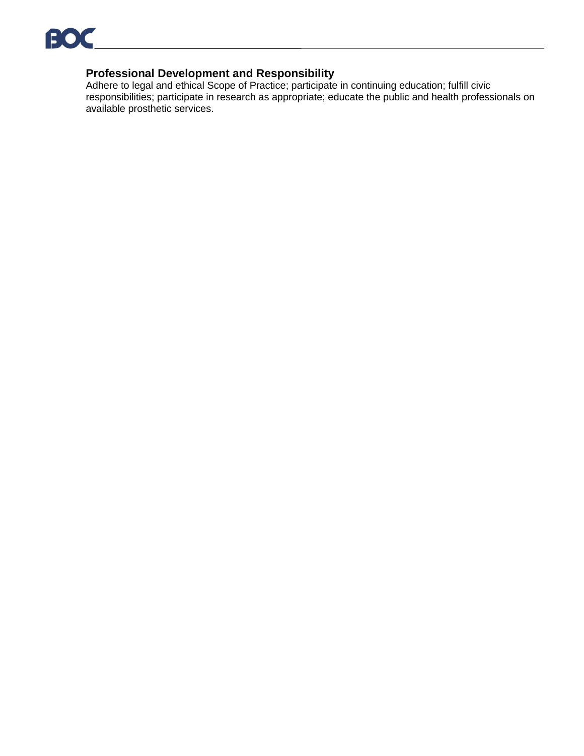**Professional Development and Responsibility**
Adhere to legal and ethical Scope of Practice; participate in continuing education; fulfill civic responsibilities; participate in research as appropriate; educate the public and health professionals on available prosthetic services.